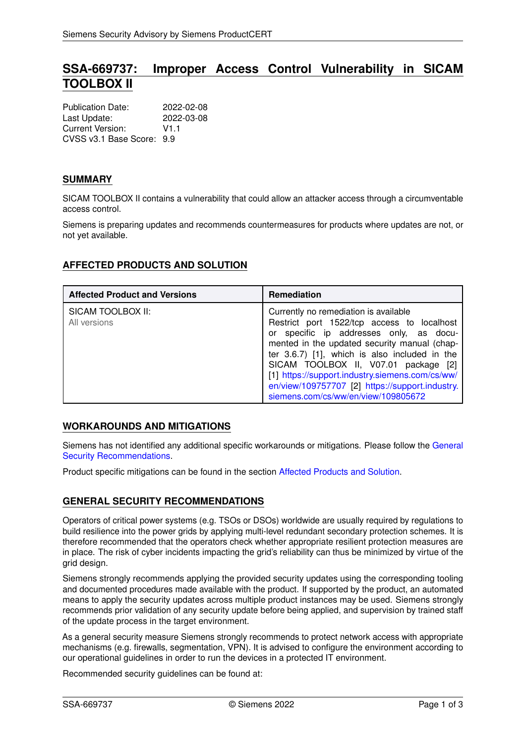# SSA-669737: Improper Access Control Vulnerability in SICAM TOOLBOX II

Publication Date: 2022-02-08
Last Update: 2022-03-08
Current Version: V1.1
CVSS v3.1 Base Score: 9.9

## SUMMARY

SICAM TOOLBOX II contains a vulnerability that could allow an attacker access through a circumventable access control.

Siemens is preparing updates and recommends countermeasures for products where updates are not, or not yet available.

## AFFECTED PRODUCTS AND SOLUTION

| Affected Product and Versions | Remediation |
|---|---|
| SICAM TOOLBOX II:<br>All versions | Currently no remediation is available<br>Restrict port 1522/tcp access to localhost or specific ip addresses only, as documented in the updated security manual (chapter 3.6.7) [1], which is also included in the SICAM TOOLBOX II, V07.01 package [2]<br>[1] https://support.industry.siemens.com/cs/ww/en/view/109757707 [2] https://support.industry.siemens.com/cs/ww/en/view/109805672 |

## WORKAROUNDS AND MITIGATIONS

Siemens has not identified any additional specific workarounds or mitigations. Please follow the General Security Recommendations.

Product specific mitigations can be found in the section Affected Products and Solution.

## GENERAL SECURITY RECOMMENDATIONS

Operators of critical power systems (e.g. TSOs or DSOs) worldwide are usually required by regulations to build resilience into the power grids by applying multi-level redundant secondary protection schemes. It is therefore recommended that the operators check whether appropriate resilient protection measures are in place. The risk of cyber incidents impacting the grid's reliability can thus be minimized by virtue of the grid design.

Siemens strongly recommends applying the provided security updates using the corresponding tooling and documented procedures made available with the product. If supported by the product, an automated means to apply the security updates across multiple product instances may be used. Siemens strongly recommends prior validation of any security update before being applied, and supervision by trained staff of the update process in the target environment.

As a general security measure Siemens strongly recommends to protect network access with appropriate mechanisms (e.g. firewalls, segmentation, VPN). It is advised to configure the environment according to our operational guidelines in order to run the devices in a protected IT environment.

Recommended security guidelines can be found at: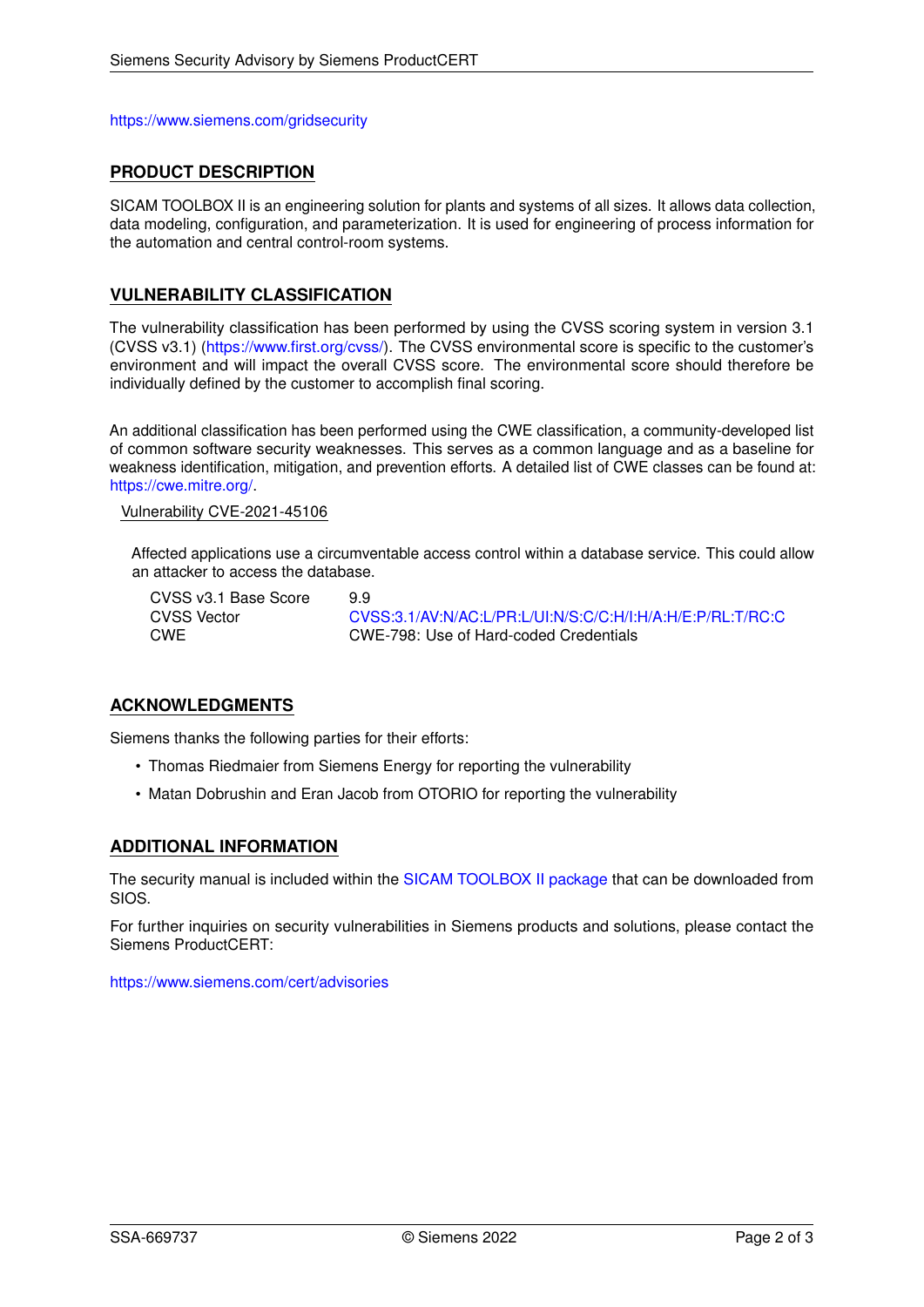https://www.siemens.com/gridsecurity

## PRODUCT DESCRIPTION

SICAM TOOLBOX II is an engineering solution for plants and systems of all sizes. It allows data collection, data modeling, configuration, and parameterization. It is used for engineering of process information for the automation and central control-room systems.

## VULNERABILITY CLASSIFICATION

The vulnerability classification has been performed by using the CVSS scoring system in version 3.1 (CVSS v3.1) (https://www.first.org/cvss/). The CVSS environmental score is specific to the customer's environment and will impact the overall CVSS score. The environmental score should therefore be individually defined by the customer to accomplish final scoring.

An additional classification has been performed using the CWE classification, a community-developed list of common software security weaknesses. This serves as a common language and as a baseline for weakness identification, mitigation, and prevention efforts. A detailed list of CWE classes can be found at: https://cwe.mitre.org/.

### Vulnerability CVE-2021-45106

Affected applications use a circumventable access control within a database service. This could allow an attacker to access the database.

| | |
|---|---|
| CVSS v3.1 Base Score | 9.9 |
| CVSS Vector | CVSS:3.1/AV:N/AC:L/PR:L/UI:N/S:C/C:H/I:H/A:H/E:P/RL:T/RC:C |
| CWE | CWE-798: Use of Hard-coded Credentials |

## ACKNOWLEDGMENTS

Siemens thanks the following parties for their efforts:

- Thomas Riedmaier from Siemens Energy for reporting the vulnerability
- Matan Dobrushin and Eran Jacob from OTORIO for reporting the vulnerability

## ADDITIONAL INFORMATION

The security manual is included within the SICAM TOOLBOX II package that can be downloaded from SIOS.

For further inquiries on security vulnerabilities in Siemens products and solutions, please contact the Siemens ProductCERT:

https://www.siemens.com/cert/advisories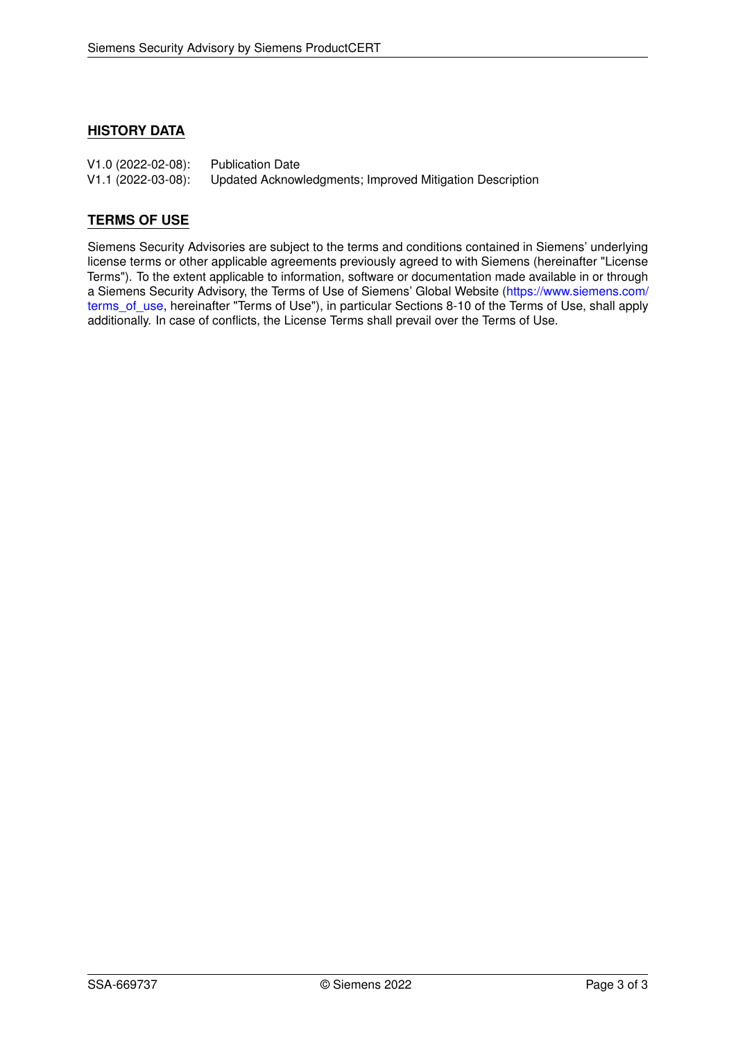## HISTORY DATA

V1.0 (2022-02-08): Publication Date
V1.1 (2022-03-08): Updated Acknowledgments; Improved Mitigation Description

## TERMS OF USE

Siemens Security Advisories are subject to the terms and conditions contained in Siemens' underlying license terms or other applicable agreements previously agreed to with Siemens (hereinafter "License Terms"). To the extent applicable to information, software or documentation made available in or through a Siemens Security Advisory, the Terms of Use of Siemens' Global Website (https://www.siemens.com/terms_of_use, hereinafter "Terms of Use"), in particular Sections 8-10 of the Terms of Use, shall apply additionally. In case of conflicts, the License Terms shall prevail over the Terms of Use.